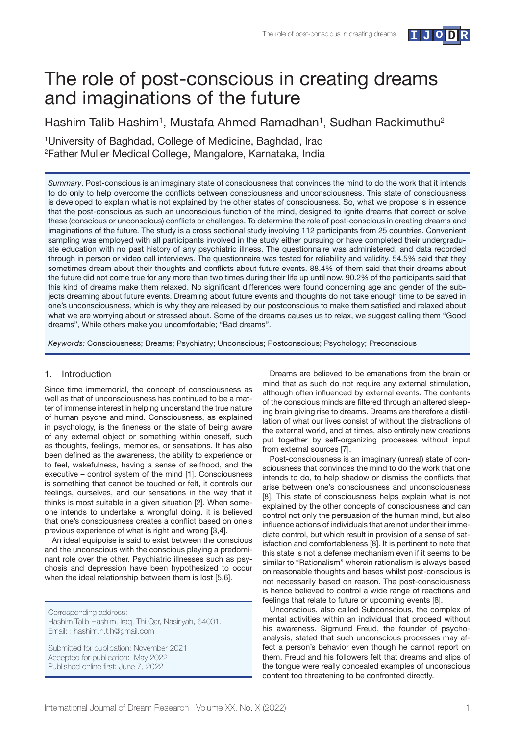# The role of post-conscious in creating dreams and imaginations of the future

Hashim Talib Hashim[1], Mustafa Ahmed Ramadhan[1], Sudhan Rackimuthu[2]

[1]University of Baghdad, College of Medicine, Baghdad, Iraq
[2]Father Muller Medical College, Mangalore, Karnataka, India

*Summary*. Post-conscious is an imaginary state of consciousness that convinces the mind to do the work that it intends to do only to help overcome the conflicts between consciousness and unconsciousness. This state of consciousness is developed to explain what is not explained by the other states of consciousness. So, what we propose is in essence that the post-conscious as such an unconscious function of the mind, designed to ignite dreams that correct or solve these (conscious or unconscious) conflicts or challenges. To determine the role of post-conscious in creating dreams and imaginations of the future. The study is a cross sectional study involving 112 participants from 25 countries. Convenient sampling was employed with all participants involved in the study either pursuing or have completed their undergraduate education with no past history of any psychiatric illness. The questionnaire was administered, and data recorded through in person or video call interviews. The questionnaire was tested for reliability and validity. 54.5% said that they sometimes dream about their thoughts and conflicts about future events. 88.4% of them said that their dreams about the future did not come true for any more than two times during their life up until now. 90.2% of the participants said that this kind of dreams make them relaxed. No significant differences were found concerning age and gender of the subjects dreaming about future events. Dreaming about future events and thoughts do not take enough time to be saved in one's unconsciousness, which is why they are released by our postconscious to make them satisfied and relaxed about what we are worrying about or stressed about. Some of the dreams causes us to relax, we suggest calling them "Good dreams", While others make you uncomfortable; "Bad dreams".

*Keywords:* Consciousness; Dreams; Psychiatry; Unconscious; Postconscious; Psychology; Preconscious

## 1. Introduction

Since time immemorial, the concept of consciousness as well as that of unconsciousness has continued to be a matter of immense interest in helping understand the true nature of human psyche and mind. Consciousness, as explained in psychology, is the fineness or the state of being aware of any external object or something within oneself, such as thoughts, feelings, memories, or sensations. It has also been defined as the awareness, the ability to experience or to feel, wakefulness, having a sense of selfhood, and the executive – control system of the mind [1]. Consciousness is something that cannot be touched or felt, it controls our feelings, ourselves, and our sensations in the way that it thinks is most suitable in a given situation [2]. When someone intends to undertake a wrongful doing, it is believed that one's consciousness creates a conflict based on one's previous experience of what is right and wrong [3,4].

An ideal equipoise is said to exist between the conscious and the unconscious with the conscious playing a predominant role over the other. Psychiatric illnesses such as psychosis and depression have been hypothesized to occur when the ideal relationship between them is lost [5,6].

Corresponding address:
Hashim Talib Hashim, Iraq, Thi Qar, Nasiriyah, 64001.
Email: : hashim.h.t.h@gmail.com

Submitted for publication: November 2021
Accepted for publication: May 2022
Published online first: June 7, 2022

Dreams are believed to be emanations from the brain or mind that as such do not require any external stimulation, although often influenced by external events. The contents of the conscious minds are filtered through an altered sleeping brain giving rise to dreams. Dreams are therefore a distillation of what our lives consist of without the distractions of the external world, and at times, also entirely new creations put together by self-organizing processes without input from external sources [7].

Post-consciousness is an imaginary (unreal) state of consciousness that convinces the mind to do the work that one intends to do, to help shadow or dismiss the conflicts that arise between one's consciousness and unconsciousness [8]. This state of consciousness helps explain what is not explained by the other concepts of consciousness and can control not only the persuasion of the human mind, but also influence actions of individuals that are not under their immediate control, but which result in provision of a sense of satisfaction and comfortableness [8]. It is pertinent to note that this state is not a defense mechanism even if it seems to be similar to "Rationalism" wherein rationalism is always based on reasonable thoughts and bases whilst post-conscious is not necessarily based on reason. The post-consciousness is hence believed to control a wide range of reactions and feelings that relate to future or upcoming events [8].

Unconscious, also called Subconscious, the complex of mental activities within an individual that proceed without his awareness. Sigmund Freud, the founder of psychoanalysis, stated that such unconscious processes may affect a person's behavior even though he cannot report on them. Freud and his followers felt that dreams and slips of the tongue were really concealed examples of unconscious content too threatening to be confronted directly.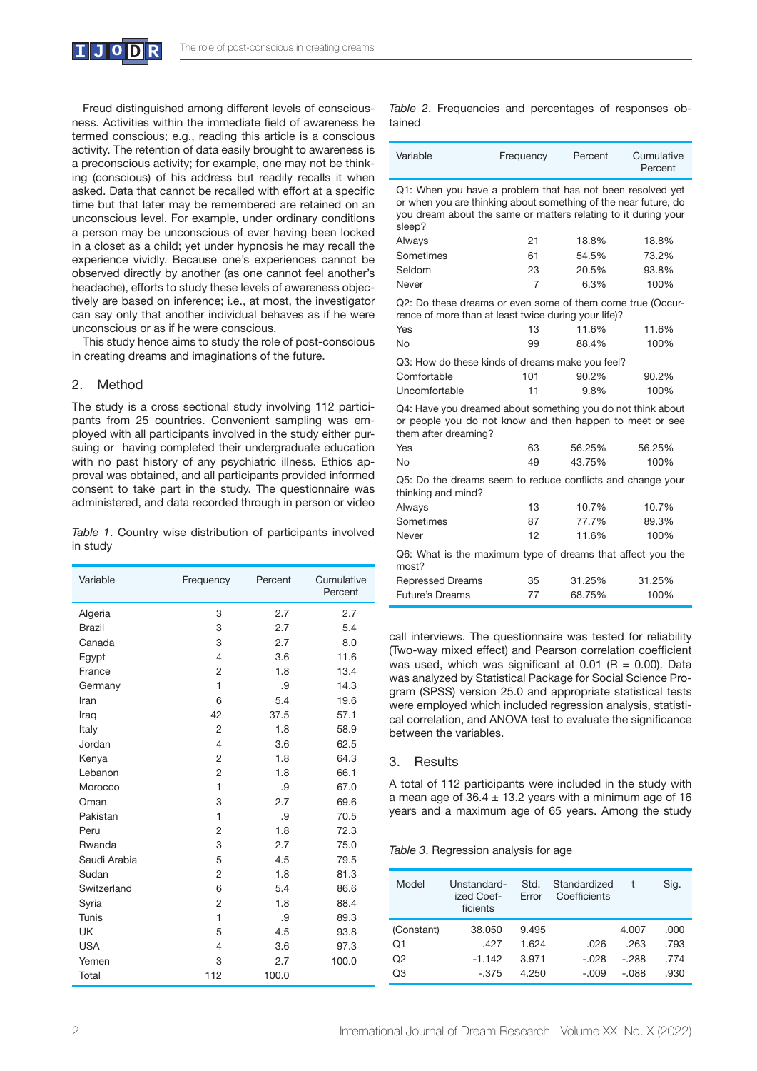Freud distinguished among different levels of consciousness. Activities within the immediate field of awareness he termed conscious; e.g., reading this article is a conscious activity. The retention of data easily brought to awareness is a preconscious activity; for example, one may not be thinking (conscious) of his address but readily recalls it when asked. Data that cannot be recalled with effort at a specific time but that later may be remembered are retained on an unconscious level. For example, under ordinary conditions a person may be unconscious of ever having been locked in a closet as a child; yet under hypnosis he may recall the experience vividly. Because one's experiences cannot be observed directly by another (as one cannot feel another's headache), efforts to study these levels of awareness objectively are based on inference; i.e., at most, the investigator can say only that another individual behaves as if he were unconscious or as if he were conscious.

This study hence aims to study the role of post-conscious in creating dreams and imaginations of the future.

## 2. Method

The study is a cross sectional study involving 112 participants from 25 countries. Convenient sampling was employed with all participants involved in the study either pursuing or having completed their undergraduate education with no past history of any psychiatric illness. Ethics approval was obtained, and all participants provided informed consent to take part in the study. The questionnaire was administered, and data recorded through in person or video call interviews. The questionnaire was tested for reliability (Two-way mixed effect) and Pearson correlation coefficient was used, which was significant at 0.01 (R = 0.00). Data was analyzed by Statistical Package for Social Science Program (SPSS) version 25.0 and appropriate statistical tests were employed which included regression analysis, statistical correlation, and ANOVA test to evaluate the significance between the variables.

*Table 1*. Country wise distribution of participants involved in study

| Variable | Frequency | Percent | Cumulative Percent |
|---|---|---|---|
| Algeria | 3 | 2.7 | 2.7 |
| Brazil | 3 | 2.7 | 5.4 |
| Canada | 3 | 2.7 | 8.0 |
| Egypt | 4 | 3.6 | 11.6 |
| France | 2 | 1.8 | 13.4 |
| Germany | 1 | .9 | 14.3 |
| Iran | 6 | 5.4 | 19.6 |
| Iraq | 42 | 37.5 | 57.1 |
| Italy | 2 | 1.8 | 58.9 |
| Jordan | 4 | 3.6 | 62.5 |
| Kenya | 2 | 1.8 | 64.3 |
| Lebanon | 2 | 1.8 | 66.1 |
| Morocco | 1 | .9 | 67.0 |
| Oman | 3 | 2.7 | 69.6 |
| Pakistan | 1 | .9 | 70.5 |
| Peru | 2 | 1.8 | 72.3 |
| Rwanda | 3 | 2.7 | 75.0 |
| Saudi Arabia | 5 | 4.5 | 79.5 |
| Sudan | 2 | 1.8 | 81.3 |
| Switzerland | 6 | 5.4 | 86.6 |
| Syria | 2 | 1.8 | 88.4 |
| Tunis | 1 | .9 | 89.3 |
| UK | 5 | 4.5 | 93.8 |
| USA | 4 | 3.6 | 97.3 |
| Yemen | 3 | 2.7 | 100.0 |
| Total | 112 | 100.0 | |

*Table 2*. Frequencies and percentages of responses obtained

| Variable | Frequency | Percent | Cumulative Percent |
|---|---|---|---|
| Q1: When you have a problem that has not been resolved yet or when you are thinking about something of the near future, do you dream about the same or matters relating to it during your sleep? | | | |
| Always | 21 | 18.8% | 18.8% |
| Sometimes | 61 | 54.5% | 73.2% |
| Seldom | 23 | 20.5% | 93.8% |
| Never | 7 | 6.3% | 100% |
| Q2: Do these dreams or even some of them come true (Occurrence of more than at least twice during your life)? | | | |
| Yes | 13 | 11.6% | 11.6% |
| No | 99 | 88.4% | 100% |
| Q3: How do these kinds of dreams make you feel? | | | |
| Comfortable | 101 | 90.2% | 90.2% |
| Uncomfortable | 11 | 9.8% | 100% |
| Q4: Have you dreamed about something you do not think about or people you do not know and then happen to meet or see them after dreaming? | | | |
| Yes | 63 | 56.25% | 56.25% |
| No | 49 | 43.75% | 100% |
| Q5: Do the dreams seem to reduce conflicts and change your thinking and mind? | | | |
| Always | 13 | 10.7% | 10.7% |
| Sometimes | 87 | 77.7% | 89.3% |
| Never | 12 | 11.6% | 100% |
| Q6: What is the maximum type of dreams that affect you the most? | | | |
| Repressed Dreams | 35 | 31.25% | 31.25% |
| Future's Dreams | 77 | 68.75% | 100% |

## 3. Results

A total of 112 participants were included in the study with a mean age of 36.4 ± 13.2 years with a minimum age of 16 years and a maximum age of 65 years. Among the study

*Table 3*. Regression analysis for age

| Model | Unstandardized Coefficients | Std. Error | Standardized Coefficients | t | Sig. |
|---|---|---|---|---|---|
| (Constant) | 38.050 | 9.495 | | 4.007 | .000 |
| Q1 | .427 | 1.624 | .026 | .263 | .793 |
| Q2 | -1.142 | 3.971 | -.028 | -.288 | .774 |
| Q3 | -.375 | 4.250 | -.009 | -.088 | .930 |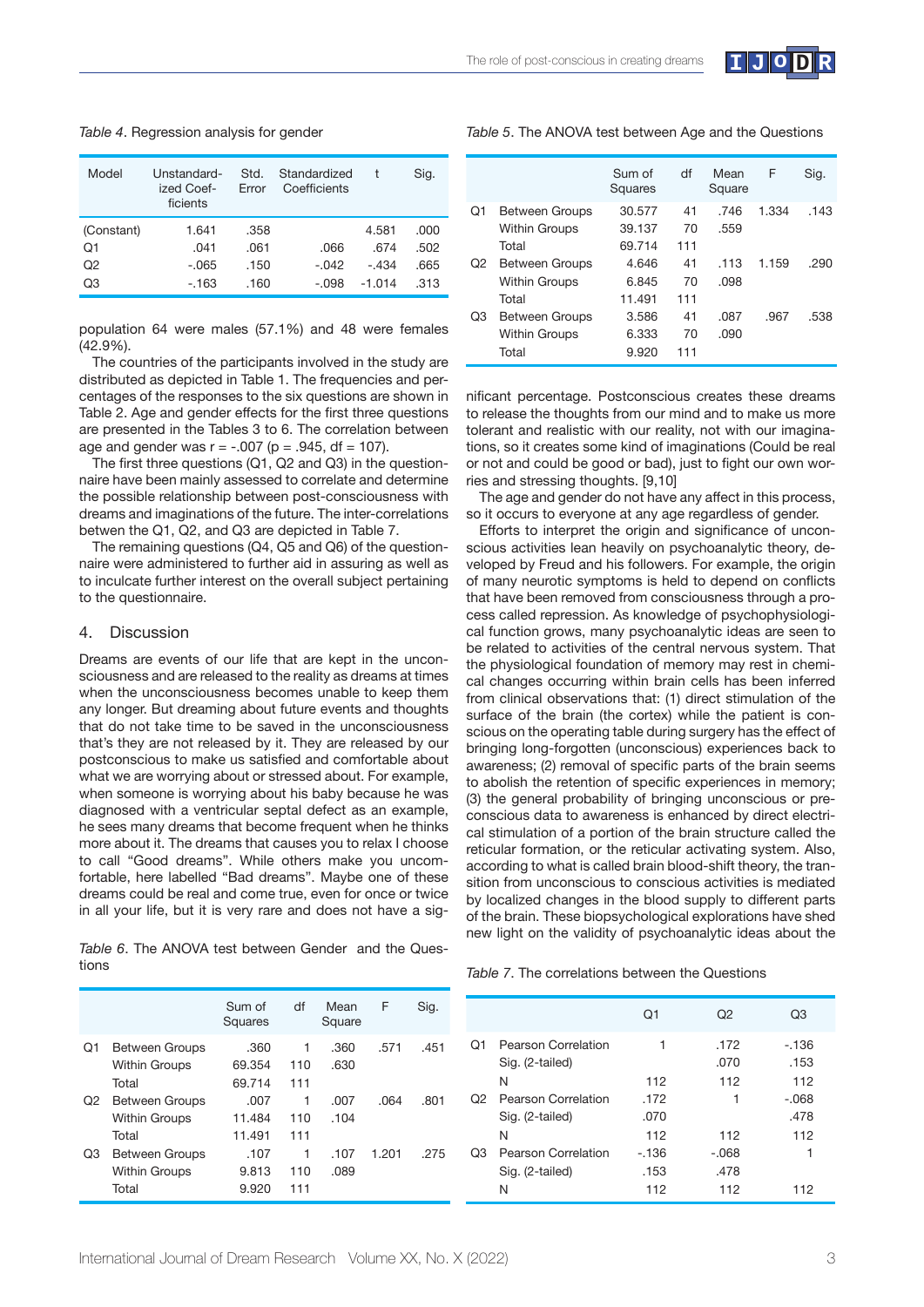*Table 4*. Regression analysis for gender

| Model | Unstandard-ized Coef-ficients | Std. Error | Standardized Coefficients | t | Sig. |
|---|---|---|---|---|---|
| (Constant) | 1.641 | .358 | | 4.581 | .000 |
| Q1 | .041 | .061 | .066 | .674 | .502 |
| Q2 | -.065 | .150 | -.042 | -.434 | .665 |
| Q3 | -.163 | .160 | -.098 | -1.014 | .313 |

population 64 were males (57.1%) and 48 were females (42.9%).

The countries of the participants involved in the study are distributed as depicted in Table 1. The frequencies and percentages of the responses to the six questions are shown in Table 2. Age and gender effects for the first three questions are presented in the Tables 3 to 6. The correlation between age and gender was r = -.007 (p = .945, df = 107).

The first three questions (Q1, Q2 and Q3) in the questionnaire have been mainly assessed to correlate and determine the possible relationship between post-consciousness with dreams and imaginations of the future. The inter-correlations betwen the Q1, Q2, and Q3 are depicted in Table 7.

The remaining questions (Q4, Q5 and Q6) of the questionnaire were administered to further aid in assuring as well as to inculcate further interest on the overall subject pertaining to the questionnaire.

## 4. Discussion

Dreams are events of our life that are kept in the unconsciousness and are released to the reality as dreams at times when the unconsciousness becomes unable to keep them any longer. But dreaming about future events and thoughts that do not take time to be saved in the unconsciousness that's they are not released by it. They are released by our postconscious to make us satisfied and comfortable about what we are worrying about or stressed about. For example, when someone is worrying about his baby because he was diagnosed with a ventricular septal defect as an example, he sees many dreams that become frequent when he thinks more about it. The dreams that causes you to relax I choose to call "Good dreams". While others make you uncomfortable, here labelled "Bad dreams". Maybe one of these dreams could be real and come true, even for once or twice in all your life, but it is very rare and does not have a significant percentage. Postconscious creates these dreams to release the thoughts from our mind and to make us more tolerant and realistic with our reality, not with our imaginations, so it creates some kind of imaginations (Could be real or not and could be good or bad), just to fight our own worries and stressing thoughts. [9,10]

The age and gender do not have any affect in this process, so it occurs to everyone at any age regardless of gender.

Efforts to interpret the origin and significance of unconscious activities lean heavily on psychoanalytic theory, developed by Freud and his followers. For example, the origin of many neurotic symptoms is held to depend on conflicts that have been removed from consciousness through a process called repression. As knowledge of psychophysiological function grows, many psychoanalytic ideas are seen to be related to activities of the central nervous system. That the physiological foundation of memory may rest in chemical changes occurring within brain cells has been inferred from clinical observations that: (1) direct stimulation of the surface of the brain (the cortex) while the patient is conscious on the operating table during surgery has the effect of bringing long-forgotten (unconscious) experiences back to awareness; (2) removal of specific parts of the brain seems to abolish the retention of specific experiences in memory; (3) the general probability of bringing unconscious or preconscious data to awareness is enhanced by direct electrical stimulation of a portion of the brain structure called the reticular formation, or the reticular activating system. Also, according to what is called brain blood-shift theory, the transition from unconscious to conscious activities is mediated by localized changes in the blood supply to different parts of the brain. These biopsychological explorations have shed new light on the validity of psychoanalytic ideas about the

*Table 5*. The ANOVA test between Age and the Questions

| | | Sum of Squares | df | Mean Square | F | Sig. |
|---|---|---|---|---|---|---|
| Q1 | Between Groups | 30.577 | 41 | .746 | 1.334 | .143 |
| | Within Groups | 39.137 | 70 | .559 | | |
| | Total | 69.714 | 111 | | | |
| Q2 | Between Groups | 4.646 | 41 | .113 | 1.159 | .290 |
| | Within Groups | 6.845 | 70 | .098 | | |
| | Total | 11.491 | 111 | | | |
| Q3 | Between Groups | 3.586 | 41 | .087 | .967 | .538 |
| | Within Groups | 6.333 | 70 | .090 | | |
| | Total | 9.920 | 111 | | | |

*Table 6*. The ANOVA test between Gender and the Questions

| | | Sum of Squares | df | Mean Square | F | Sig. |
|---|---|---|---|---|---|---|
| Q1 | Between Groups | .360 | 1 | .360 | .571 | .451 |
| | Within Groups | 69.354 | 110 | .630 | | |
| | Total | 69.714 | 111 | | | |
| Q2 | Between Groups | .007 | 1 | .007 | .064 | .801 |
| | Within Groups | 11.484 | 110 | .104 | | |
| | Total | 11.491 | 111 | | | |
| Q3 | Between Groups | .107 | 1 | .107 | 1.201 | .275 |
| | Within Groups | 9.813 | 110 | .089 | | |
| | Total | 9.920 | 111 | | | |

*Table 7*. The correlations between the Questions

| | | Q1 | Q2 | Q3 |
|---|---|---|---|---|
| Q1 | Pearson Correlation | 1 | .172 | -.136 |
| | Sig. (2-tailed) | | .070 | .153 |
| | N | 112 | 112 | 112 |
| Q2 | Pearson Correlation | .172 | 1 | -.068 |
| | Sig. (2-tailed) | .070 | | .478 |
| | N | 112 | 112 | 112 |
| Q3 | Pearson Correlation | -.136 | -.068 | 1 |
| | Sig. (2-tailed) | .153 | .478 | |
| | N | 112 | 112 | 112 |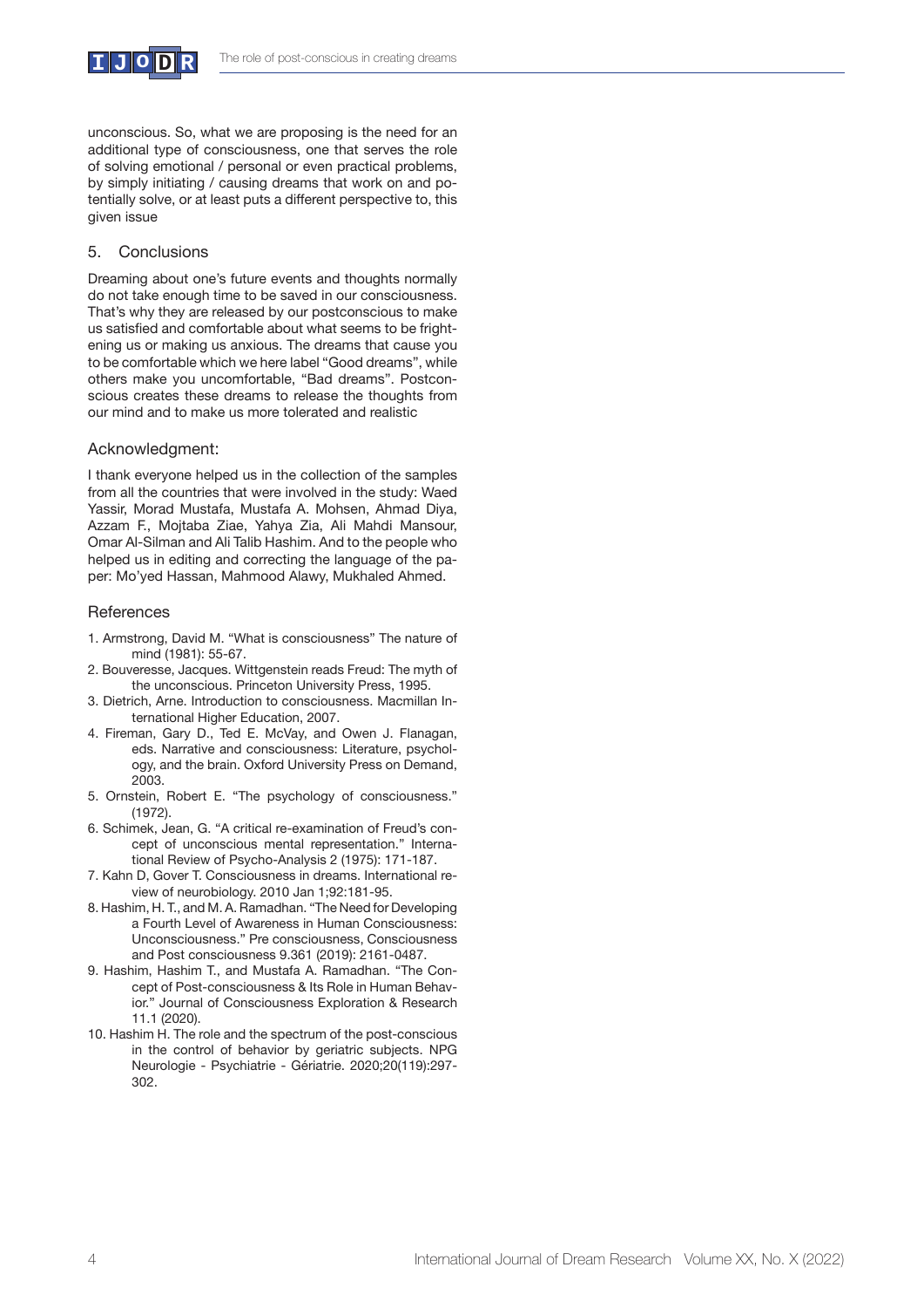unconscious. So, what we are proposing is the need for an additional type of consciousness, one that serves the role of solving emotional / personal or even practical problems, by simply initiating / causing dreams that work on and potentially solve, or at least puts a different perspective to, this given issue

## 5. Conclusions

Dreaming about one's future events and thoughts normally do not take enough time to be saved in our consciousness. That's why they are released by our postconscious to make us satisfied and comfortable about what seems to be frightening us or making us anxious. The dreams that cause you to be comfortable which we here label "Good dreams", while others make you uncomfortable, "Bad dreams". Postconscious creates these dreams to release the thoughts from our mind and to make us more tolerated and realistic

## Acknowledgment:

I thank everyone helped us in the collection of the samples from all the countries that were involved in the study: Waed Yassir, Morad Mustafa, Mustafa A. Mohsen, Ahmad Diya, Azzam F., Mojtaba Ziae, Yahya Zia, Ali Mahdi Mansour, Omar Al-Silman and Ali Talib Hashim. And to the people who helped us in editing and correcting the language of the paper: Mo'yed Hassan, Mahmood Alawy, Mukhaled Ahmed.

## References

1. Armstrong, David M. "What is consciousness" The nature of mind (1981): 55-67.
2. Bouveresse, Jacques. Wittgenstein reads Freud: The myth of the unconscious. Princeton University Press, 1995.
3. Dietrich, Arne. Introduction to consciousness. Macmillan International Higher Education, 2007.
4. Fireman, Gary D., Ted E. McVay, and Owen J. Flanagan, eds. Narrative and consciousness: Literature, psychology, and the brain. Oxford University Press on Demand, 2003.
5. Ornstein, Robert E. "The psychology of consciousness." (1972).
6. Schimek, Jean, G. "A critical re-examination of Freud's concept of unconscious mental representation." International Review of Psycho-Analysis 2 (1975): 171-187.
7. Kahn D, Gover T. Consciousness in dreams. International review of neurobiology. 2010 Jan 1;92:181-95.
8. Hashim, H. T., and M. A. Ramadhan. "The Need for Developing a Fourth Level of Awareness in Human Consciousness: Unconsciousness." Pre consciousness, Consciousness and Post consciousness 9.361 (2019): 2161-0487.
9. Hashim, Hashim T., and Mustafa A. Ramadhan. "The Concept of Post-consciousness & Its Role in Human Behavior." Journal of Consciousness Exploration & Research 11.1 (2020).
10. Hashim H. The role and the spectrum of the post-conscious in the control of behavior by geriatric subjects. NPG Neurologie - Psychiatrie - Gériatrie. 2020;20(119):297-302.